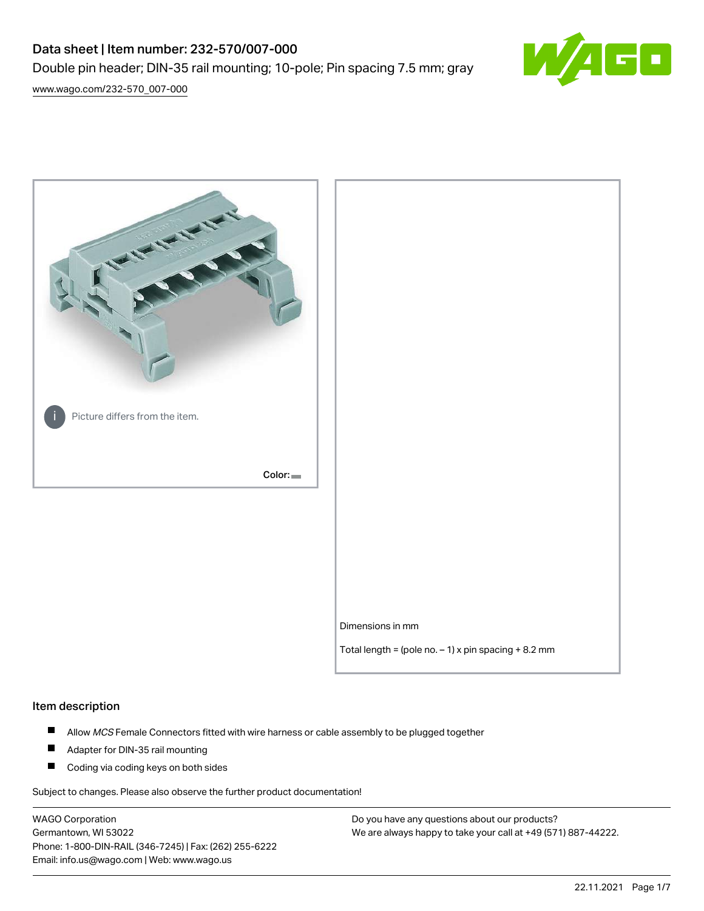# Data sheet | Item number: 232-570/007-000

Double pin header; DIN-35 rail mounting; 10-pole; Pin spacing 7.5 mm; gray

www.wago.com/232-570_007-000

Picture differs from the item.

Color:

Dimensions in mm

Total length = (pole no. – 1) x pin spacing + 8.2 mm

## Item description

- Allow *MCS* Female Connectors fitted with wire harness or cable assembly to be plugged together
- Adapter for DIN-35 rail mounting
- Coding via coding keys on both sides

Subject to changes. Please also observe the further product documentation!

WAGO Corporation
Germantown, WI 53022
Phone: 1-800-DIN-RAIL (346-7245) | Fax: (262) 255-6222
Email: info.us@wago.com | Web: www.wago.us

Do you have any questions about our products?
We are always happy to take your call at +49 (571) 887-44222.

22.11.2021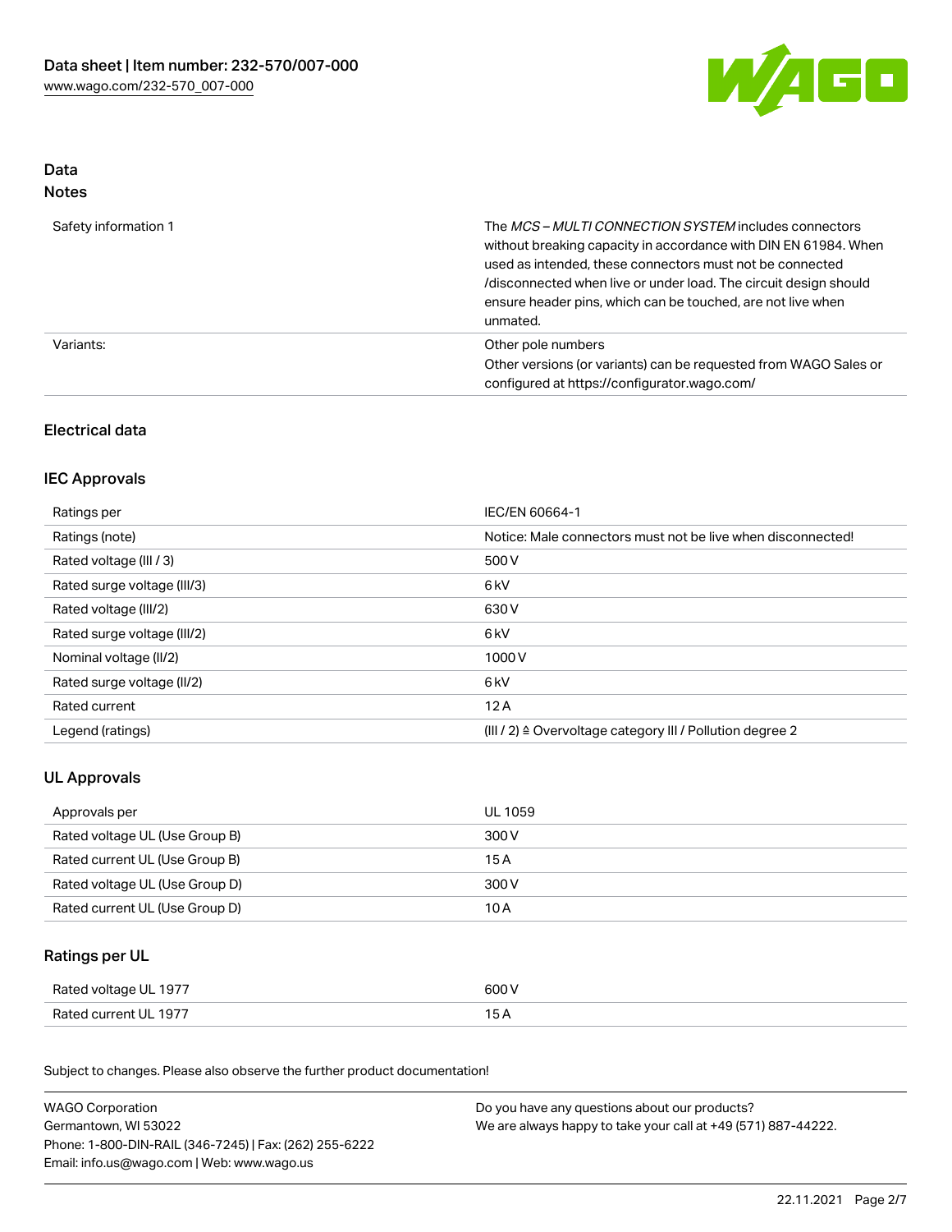## Data
### Notes

| | |
|---|---|
| Safety information 1 | The *MCS – MULTI CONNECTION SYSTEM* includes connectors without breaking capacity in accordance with DIN EN 61984. When used as intended, these connectors must not be connected /disconnected when live or under load. The circuit design should ensure header pins, which can be touched, are not live when unmated. |
| Variants: | Other pole numbers<br>Other versions (or variants) can be requested from WAGO Sales or configured at https://configurator.wago.com/ |

### Electrical data

### IEC Approvals

| | |
|---|---|
| Ratings per | IEC/EN 60664-1 |
| Ratings (note) | Notice: Male connectors must not be live when disconnected! |
| Rated voltage (III / 3) | 500 V |
| Rated surge voltage (III/3) | 6 kV |
| Rated voltage (III/2) | 630 V |
| Rated surge voltage (III/2) | 6 kV |
| Nominal voltage (II/2) | 1000 V |
| Rated surge voltage (II/2) | 6 kV |
| Rated current | 12 A |
| Legend (ratings) | (III / 2) ≙ Overvoltage category III / Pollution degree 2 |

### UL Approvals

| | |
|---|---|
| Approvals per | UL 1059 |
| Rated voltage UL (Use Group B) | 300 V |
| Rated current UL (Use Group B) | 15 A |
| Rated voltage UL (Use Group D) | 300 V |
| Rated current UL (Use Group D) | 10 A |

### Ratings per UL

| | |
|---|---|
| Rated voltage UL 1977 | 600 V |
| Rated current UL 1977 | 15 A |

Subject to changes. Please also observe the further product documentation!

WAGO Corporation
Germantown, WI 53022
Phone: 1-800-DIN-RAIL (346-7245) | Fax: (262) 255-6222
Email: info.us@wago.com | Web: www.wago.us

Do you have any questions about our products?
We are always happy to take your call at +49 (571) 887-44222.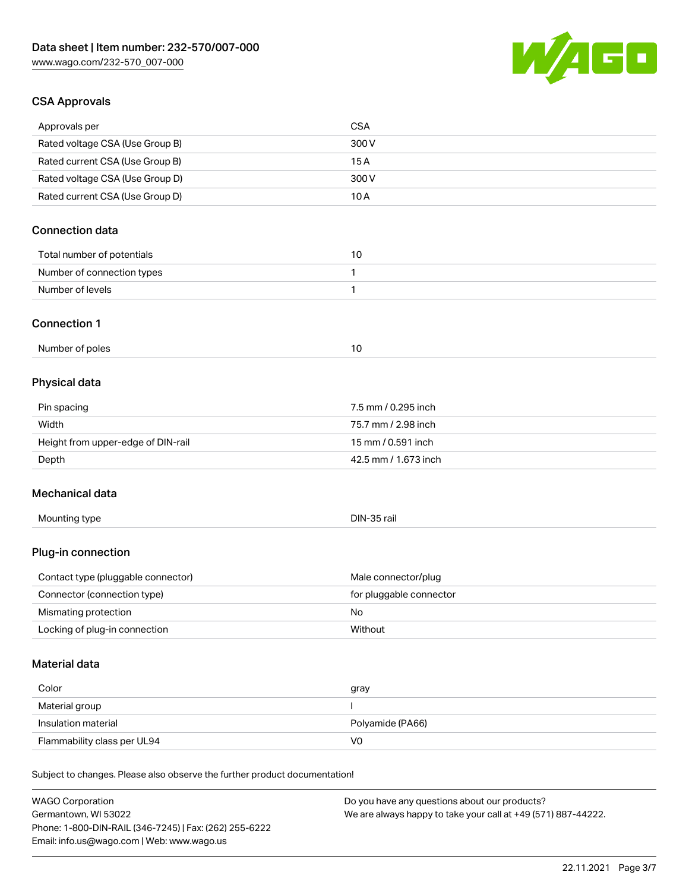## CSA Approvals

| | |
|---|---|
| Approvals per | CSA |
| Rated voltage CSA (Use Group B) | 300 V |
| Rated current CSA (Use Group B) | 15 A |
| Rated voltage CSA (Use Group D) | 300 V |
| Rated current CSA (Use Group D) | 10 A |

## Connection data

| | |
|---|---|
| Total number of potentials | 10 |
| Number of connection types | 1 |
| Number of levels | 1 |

## Connection 1

| | |
|---|---|
| Number of poles | 10 |

## Physical data

| | |
|---|---|
| Pin spacing | 7.5 mm / 0.295 inch |
| Width | 75.7 mm / 2.98 inch |
| Height from upper-edge of DIN-rail | 15 mm / 0.591 inch |
| Depth | 42.5 mm / 1.673 inch |

## Mechanical data

| | |
|---|---|
| Mounting type | DIN-35 rail |

## Plug-in connection

| | |
|---|---|
| Contact type (pluggable connector) | Male connector/plug |
| Connector (connection type) | for pluggable connector |
| Mismating protection | No |
| Locking of plug-in connection | Without |

## Material data

| | |
|---|---|
| Color | gray |
| Material group | I |
| Insulation material | Polyamide (PA66) |
| Flammability class per UL94 | V0 |

Subject to changes. Please also observe the further product documentation!

WAGO Corporation
Germantown, WI 53022
Phone: 1-800-DIN-RAIL (346-7245) | Fax: (262) 255-6222
Email: info.us@wago.com | Web: www.wago.us

Do you have any questions about our products?
We are always happy to take your call at +49 (571) 887-44222.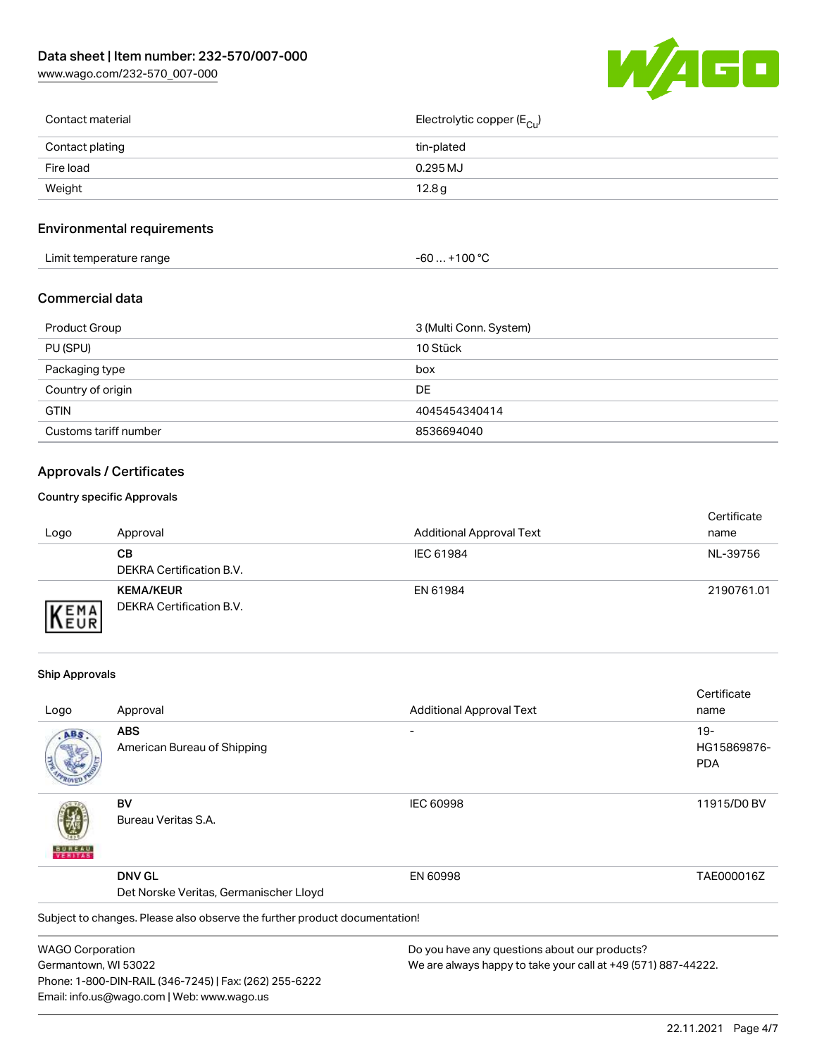| Contact material | Electrolytic copper ($E_{Cu}$) |
| --- | --- |
| Contact plating | tin-plated |
| Fire load | 0.295 MJ |
| Weight | 12.8 g |

## Environmental requirements

| Limit temperature range | -60 … +100 °C |
| --- | --- |

## Commercial data

| Product Group | 3 (Multi Conn. System) |
| --- | --- |
| PU (SPU) | 10 Stück |
| Packaging type | box |
| Country of origin | DE |
| GTIN | 4045454340414 |
| Customs tariff number | 8536694040 |

## Approvals / Certificates

### Country specific Approvals

| Logo | Approval | Additional Approval Text | Certificate name |
| --- | --- | --- | --- |
| | **CB** DEKRA Certification B.V. | IEC 61984 | NL-39756 |
| | **KEMA/KEUR** DEKRA Certification B.V. | EN 61984 | 2190761.01 |

### Ship Approvals

| Logo | Approval | Additional Approval Text | Certificate name |
| --- | --- | --- | --- |
| | **ABS** American Bureau of Shipping | - | 19-HG15869876-PDA |
| | **BV** Bureau Veritas S.A. | IEC 60998 | 11915/D0 BV |
| | **DNV GL** Det Norske Veritas, Germanischer Lloyd | EN 60998 | TAE000016Z |

Subject to changes. Please also observe the further product documentation!

WAGO Corporation
Germantown, WI 53022
Phone: 1-800-DIN-RAIL (346-7245) | Fax: (262) 255-6222
Email: info.us@wago.com | Web: www.wago.us

Do you have any questions about our products?
We are always happy to take your call at +49 (571) 887-44222.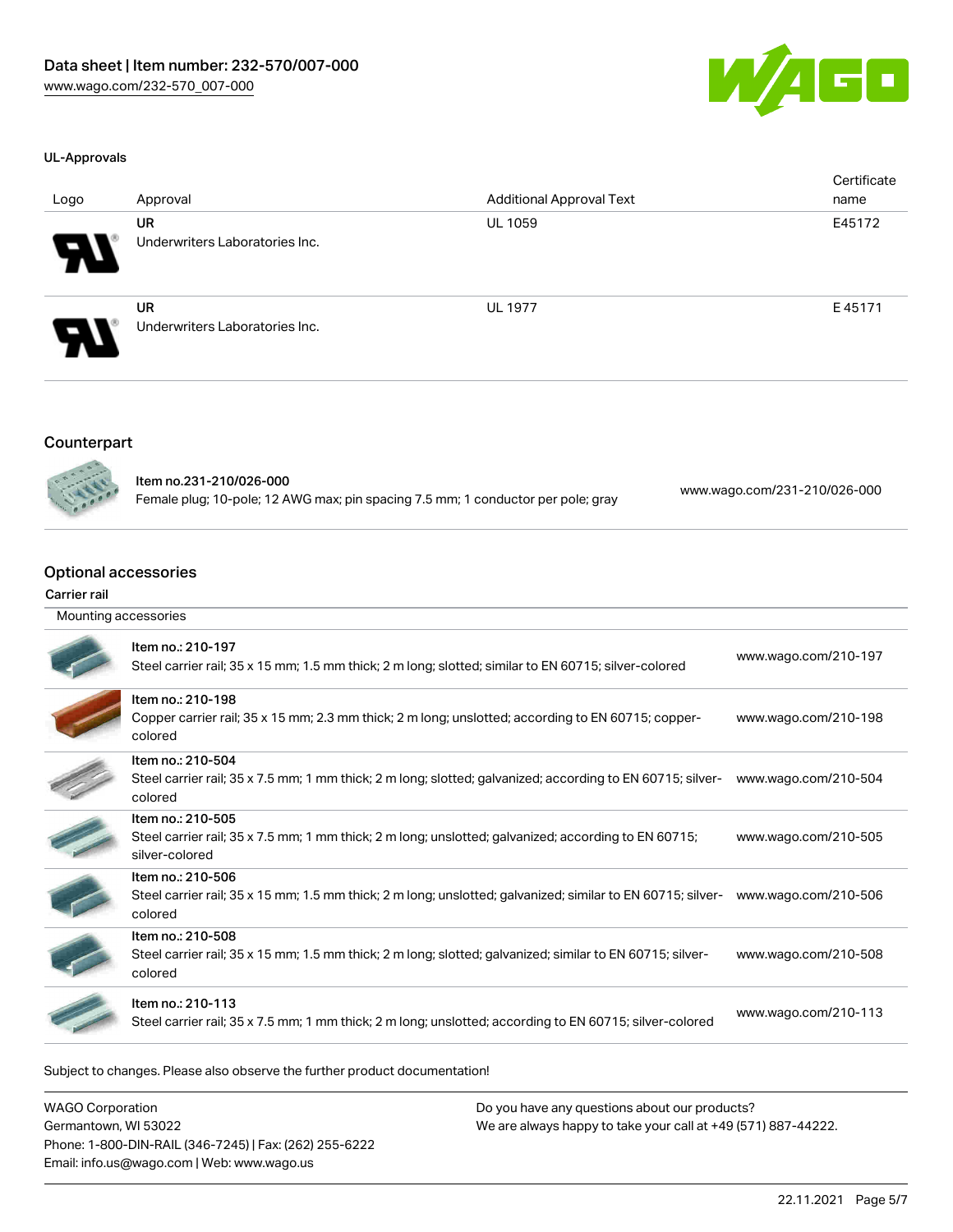### UL-Approvals

| Logo | Approval | Additional Approval Text | Certificate name |
| --- | --- | --- | --- |
| | **UR** Underwriters Laboratories Inc. | UL 1059 | E45172 |
| | **UR** Underwriters Laboratories Inc. | UL 1977 | E 45171 |

## Counterpart

| Item | Link |
| --- | --- |
| **Item no.231-210/026-000** Female plug; 10-pole; 12 AWG max; pin spacing 7.5 mm; 1 conductor per pole; gray | www.wago.com/231-210/026-000 |

## Optional accessories

**Carrier rail**

Mounting accessories

| Item | Link |
| --- | --- |
| **Item no.: 210-197** Steel carrier rail; 35 x 15 mm; 1.5 mm thick; 2 m long; slotted; similar to EN 60715; silver-colored | www.wago.com/210-197 |
| **Item no.: 210-198** Copper carrier rail; 35 x 15 mm; 2.3 mm thick; 2 m long; unslotted; according to EN 60715; copper-colored | www.wago.com/210-198 |
| **Item no.: 210-504** Steel carrier rail; 35 x 7.5 mm; 1 mm thick; 2 m long; slotted; galvanized; according to EN 60715; silver-colored | www.wago.com/210-504 |
| **Item no.: 210-505** Steel carrier rail; 35 x 7.5 mm; 1 mm thick; 2 m long; unslotted; galvanized; according to EN 60715; silver-colored | www.wago.com/210-505 |
| **Item no.: 210-506** Steel carrier rail; 35 x 15 mm; 1.5 mm thick; 2 m long; unslotted; galvanized; similar to EN 60715; silver-colored | www.wago.com/210-506 |
| **Item no.: 210-508** Steel carrier rail; 35 x 15 mm; 1.5 mm thick; 2 m long; slotted; galvanized; similar to EN 60715; silver-colored | www.wago.com/210-508 |
| **Item no.: 210-113** Steel carrier rail; 35 x 7.5 mm; 1 mm thick; 2 m long; unslotted; according to EN 60715; silver-colored | www.wago.com/210-113 |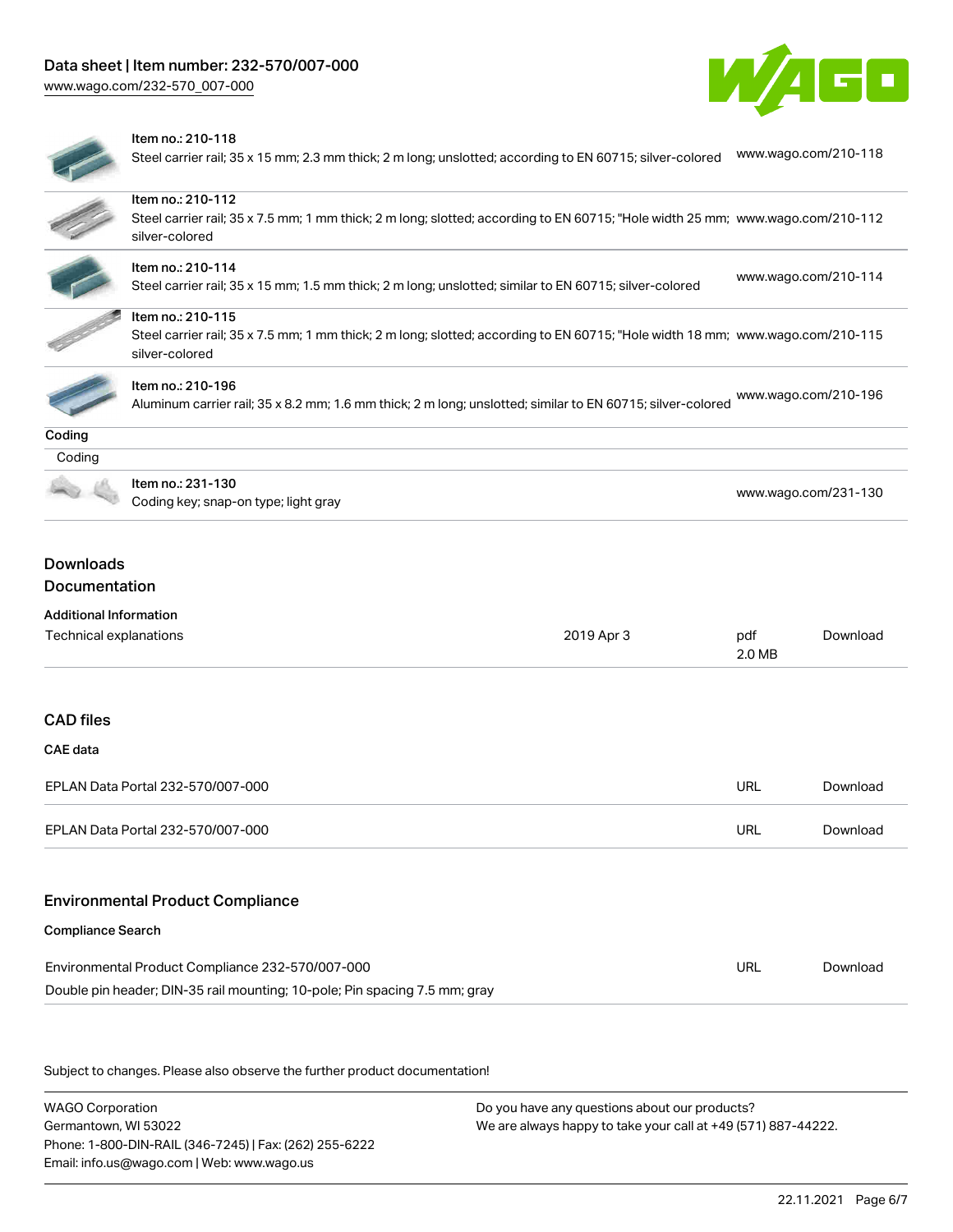| Item | Link |
|---|---|
| Item no.: 210-118<br>Steel carrier rail; 35 x 15 mm; 2.3 mm thick; 2 m long; unslotted; according to EN 60715; silver-colored | www.wago.com/210-118 |
| Item no.: 210-112<br>Steel carrier rail; 35 x 7.5 mm; 1 mm thick; 2 m long; slotted; according to EN 60715; "Hole width 25 mm; silver-colored | www.wago.com/210-112 |
| Item no.: 210-114<br>Steel carrier rail; 35 x 15 mm; 1.5 mm thick; 2 m long; unslotted; similar to EN 60715; silver-colored | www.wago.com/210-114 |
| Item no.: 210-115<br>Steel carrier rail; 35 x 7.5 mm; 1 mm thick; 2 m long; slotted; according to EN 60715; "Hole width 18 mm; silver-colored | www.wago.com/210-115 |
| Item no.: 210-196<br>Aluminum carrier rail; 35 x 8.2 mm; 1.6 mm thick; 2 m long; unslotted; similar to EN 60715; silver-colored | www.wago.com/210-196 |

**Coding**

Coding

| Item | Link |
|---|---|
| Item no.: 231-130<br>Coding key; snap-on type; light gray | www.wago.com/231-130 |

## Downloads

### Documentation

**Additional Information**

| | | | |
|---|---|---|---|
| Technical explanations | 2019 Apr 3 | pdf<br>2.0 MB | Download |

### CAD files

**CAE data**

| | | |
|---|---|---|
| EPLAN Data Portal 232-570/007-000 | URL | Download |
| EPLAN Data Portal 232-570/007-000 | URL | Download |

### Environmental Product Compliance

**Compliance Search**

| | | |
|---|---|---|
| Environmental Product Compliance 232-570/007-000<br>Double pin header; DIN-35 rail mounting; 10-pole; Pin spacing 7.5 mm; gray | URL | Download |

Subject to changes. Please also observe the further product documentation!

WAGO Corporation
Germantown, WI 53022
Phone: 1-800-DIN-RAIL (346-7245) | Fax: (262) 255-6222
Email: info.us@wago.com | Web: www.wago.us

Do you have any questions about our products?
We are always happy to take your call at +49 (571) 887-44222.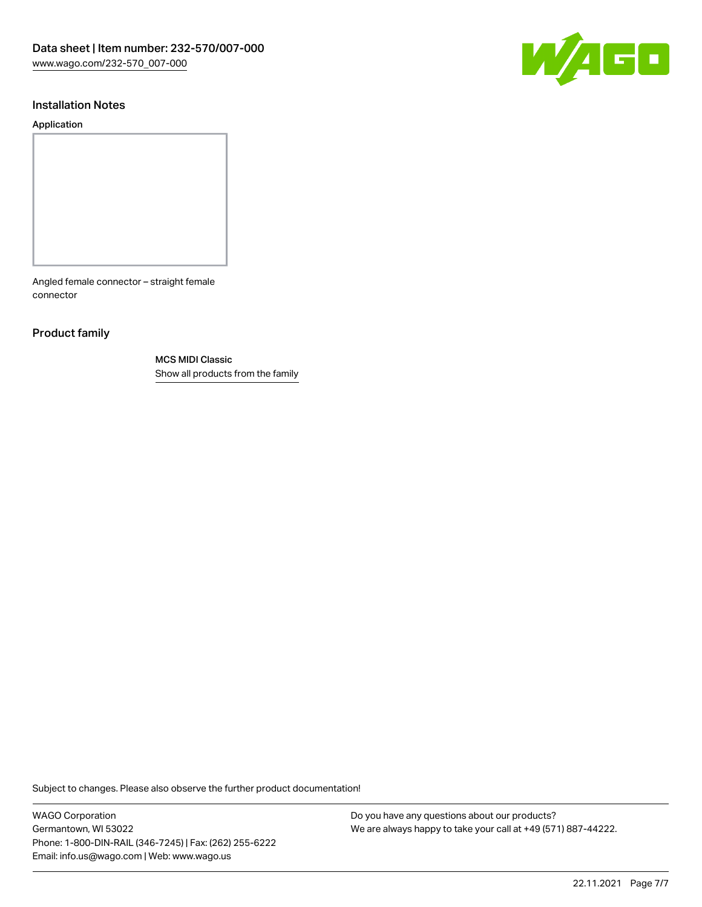## Installation Notes

### Application

Angled female connector – straight female connector

## Product family

MCS MIDI Classic
Show all products from the family

Subject to changes. Please also observe the further product documentation!

WAGO Corporation
Germantown, WI 53022
Phone: 1-800-DIN-RAIL (346-7245) | Fax: (262) 255-6222
Email: info.us@wago.com | Web: www.wago.us

Do you have any questions about our products?
We are always happy to take your call at +49 (571) 887-44222.